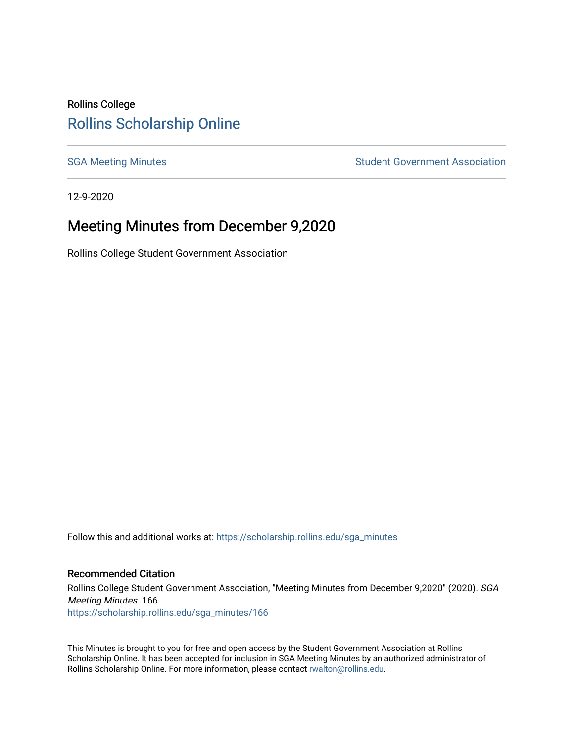Rollins College

## Rollins Scholarship Online

SGA Meeting Minutes

Student Government Association

12-9-2020

# Meeting Minutes from December 9,2020

Rollins College Student Government Association

Follow this and additional works at: https://scholarship.rollins.edu/sga_minutes

### Recommended Citation

Rollins College Student Government Association, "Meeting Minutes from December 9,2020" (2020). *SGA Meeting Minutes*. 166.
https://scholarship.rollins.edu/sga_minutes/166

This Minutes is brought to you for free and open access by the Student Government Association at Rollins Scholarship Online. It has been accepted for inclusion in SGA Meeting Minutes by an authorized administrator of Rollins Scholarship Online. For more information, please contact rwalton@rollins.edu.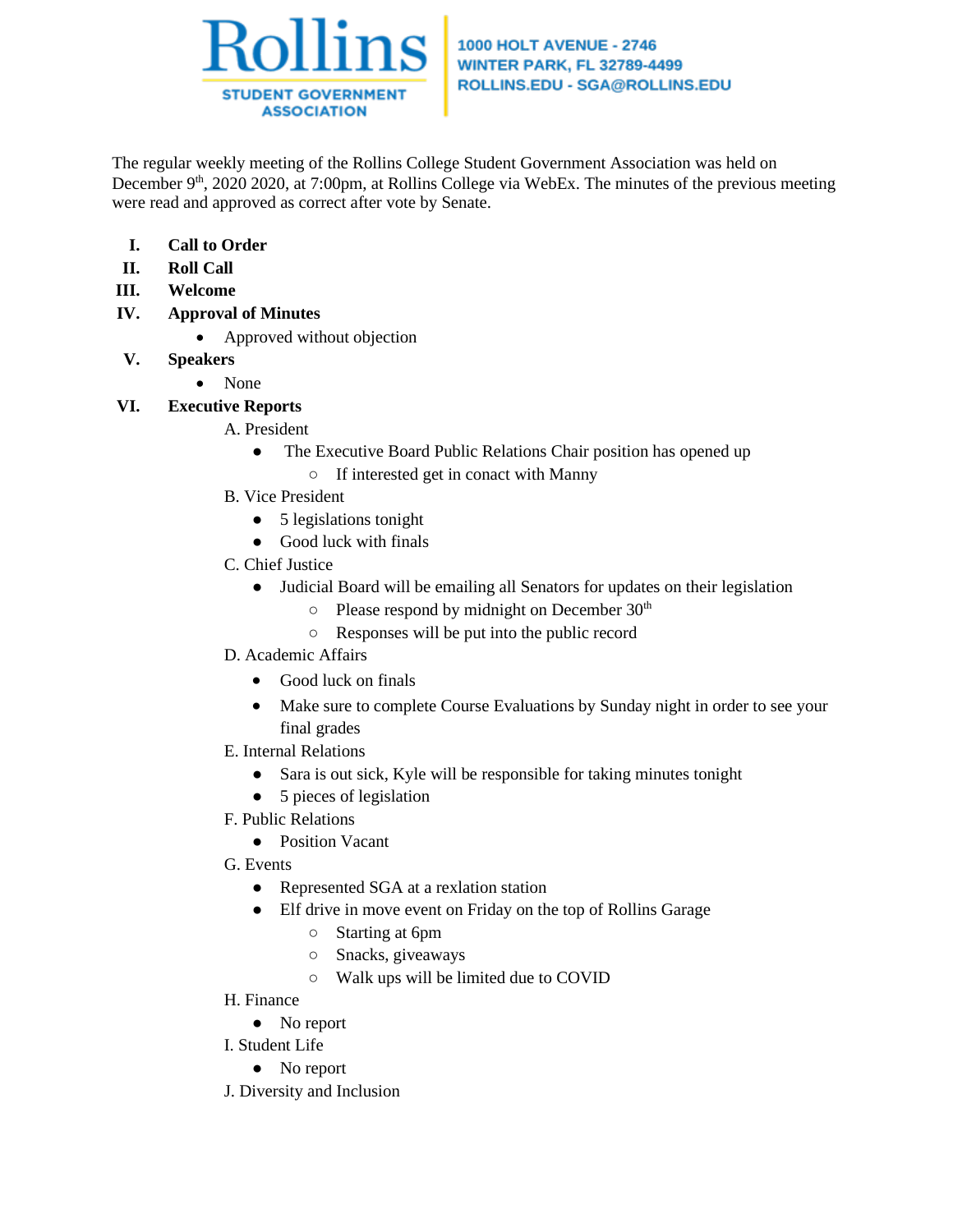Rollins STUDENT GOVERNMENT ASSOCIATION

1000 HOLT AVENUE - 2746
WINTER PARK, FL 32789-4499
ROLLINS.EDU - SGA@ROLLINS.EDU

The regular weekly meeting of the Rollins College Student Government Association was held on December 9th, 2020 2020, at 7:00pm, at Rollins College via WebEx. The minutes of the previous meeting were read and approved as correct after vote by Senate.

I. **Call to Order**
II. **Roll Call**
III. **Welcome**
IV. **Approval of Minutes**
    - Approved without objection
V. **Speakers**
    - None
VI. **Executive Reports**
    A. President
    - The Executive Board Public Relations Chair position has opened up
        - If interested get in conact with Manny

    B. Vice President
    - 5 legislations tonight
    - Good luck with finals

    C. Chief Justice
    - Judicial Board will be emailing all Senators for updates on their legislation
        - Please respond by midnight on December 30th
        - Responses will be put into the public record

    D. Academic Affairs
    - Good luck on finals
    - Make sure to complete Course Evaluations by Sunday night in order to see your final grades

    E. Internal Relations
    - Sara is out sick, Kyle will be responsible for taking minutes tonight
    - 5 pieces of legislation

    F. Public Relations
    - Position Vacant

    G. Events
    - Represented SGA at a rexlation station
    - Elf drive in move event on Friday on the top of Rollins Garage
        - Starting at 6pm
        - Snacks, giveaways
        - Walk ups will be limited due to COVID

    H. Finance
    - No report

    I. Student Life
    - No report

    J. Diversity and Inclusion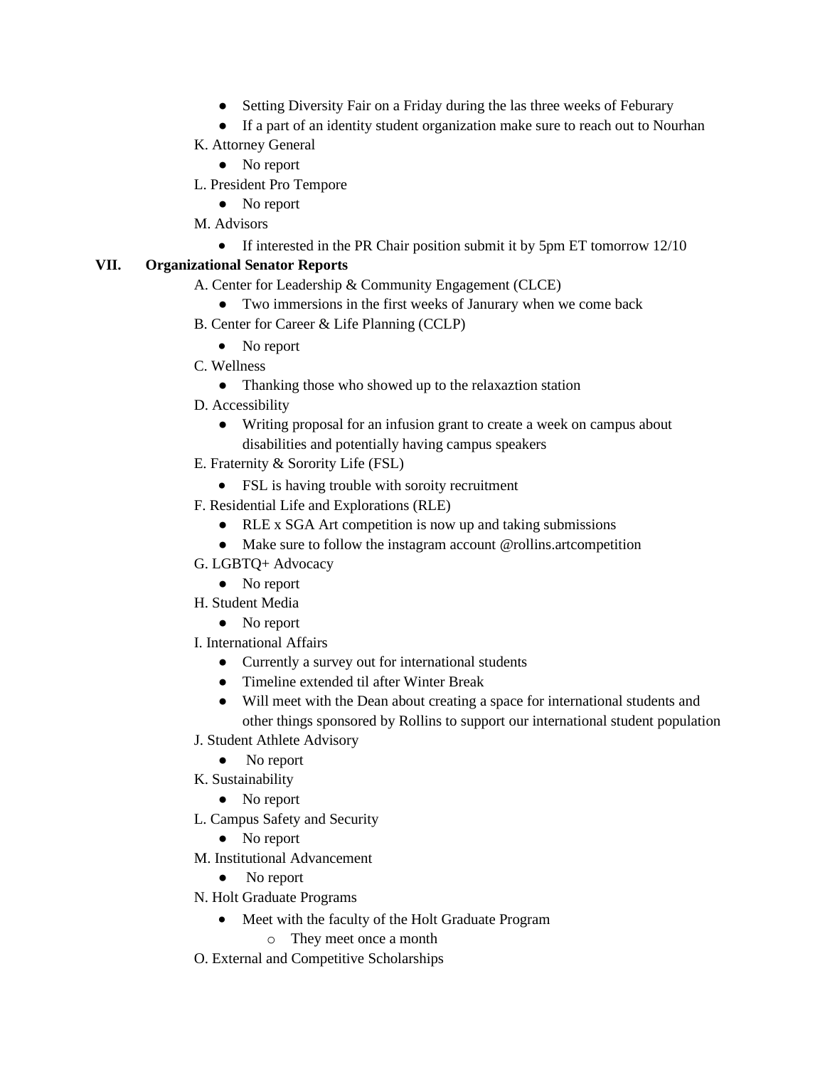- Setting Diversity Fair on a Friday during the las three weeks of Feburary
- If a part of an identity student organization make sure to reach out to Nourhan

K. Attorney General

- No report

L. President Pro Tempore

- No report

M. Advisors

- If interested in the PR Chair position submit it by 5pm ET tomorrow 12/10

**VII. Organizational Senator Reports**

A. Center for Leadership & Community Engagement (CLCE)

- Two immersions in the first weeks of Janurary when we come back

B. Center for Career & Life Planning (CCLP)

- No report

C. Wellness

- Thanking those who showed up to the relaxaztion station

D. Accessibility

- Writing proposal for an infusion grant to create a week on campus about disabilities and potentially having campus speakers

E. Fraternity & Sorority Life (FSL)

- FSL is having trouble with soroity recruitment

F. Residential Life and Explorations (RLE)

- RLE x SGA Art competition is now up and taking submissions
- Make sure to follow the instagram account @rollins.artcompetition

G. LGBTQ+ Advocacy

- No report

H. Student Media

- No report

I. International Affairs

- Currently a survey out for international students
- Timeline extended til after Winter Break
- Will meet with the Dean about creating a space for international students and other things sponsored by Rollins to support our international student population

J. Student Athlete Advisory

- No report

K. Sustainability

- No report

L. Campus Safety and Security

- No report

M. Institutional Advancement

- No report

N. Holt Graduate Programs

- Meet with the faculty of the Holt Graduate Program
    - They meet once a month

O. External and Competitive Scholarships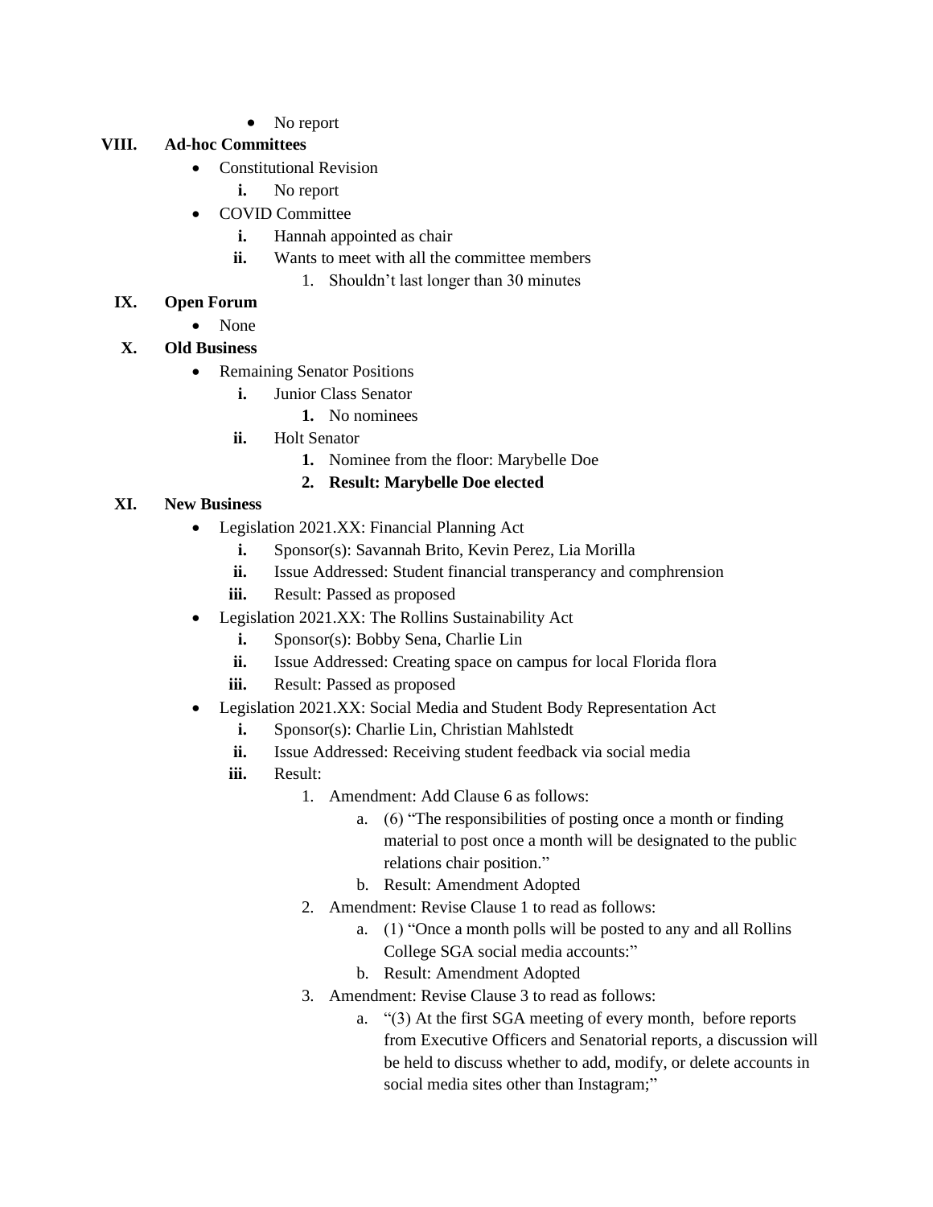- No report

**VIII. Ad-hoc Committees**

- Constitutional Revision
  - **i.** No report
- COVID Committee
  - **i.** Hannah appointed as chair
  - **ii.** Wants to meet with all the committee members
    1. Shouldn't last longer than 30 minutes

**IX. Open Forum**

- None

**X. Old Business**

- Remaining Senator Positions
  - **i.** Junior Class Senator
    1. No nominees
  - **ii.** Holt Senator
    1. Nominee from the floor: Marybelle Doe
    2. **Result: Marybelle Doe elected**

**XI. New Business**

- Legislation 2021.XX: Financial Planning Act
  - **i.** Sponsor(s): Savannah Brito, Kevin Perez, Lia Morilla
  - **ii.** Issue Addressed: Student financial transperancy and comphrension
  - **iii.** Result: Passed as proposed
- Legislation 2021.XX: The Rollins Sustainability Act
  - **i.** Sponsor(s): Bobby Sena, Charlie Lin
  - **ii.** Issue Addressed: Creating space on campus for local Florida flora
  - **iii.** Result: Passed as proposed
- Legislation 2021.XX: Social Media and Student Body Representation Act
  - **i.** Sponsor(s): Charlie Lin, Christian Mahlstedt
  - **ii.** Issue Addressed: Receiving student feedback via social media
  - **iii.** Result:
    1. Amendment: Add Clause 6 as follows:
       a. (6) "The responsibilities of posting once a month or finding material to post once a month will be designated to the public relations chair position."
       b. Result: Amendment Adopted
    2. Amendment: Revise Clause 1 to read as follows:
       a. (1) "Once a month polls will be posted to any and all Rollins College SGA social media accounts:"
       b. Result: Amendment Adopted
    3. Amendment: Revise Clause 3 to read as follows:
       a. "(3) At the first SGA meeting of every month, before reports from Executive Officers and Senatorial reports, a discussion will be held to discuss whether to add, modify, or delete accounts in social media sites other than Instagram;"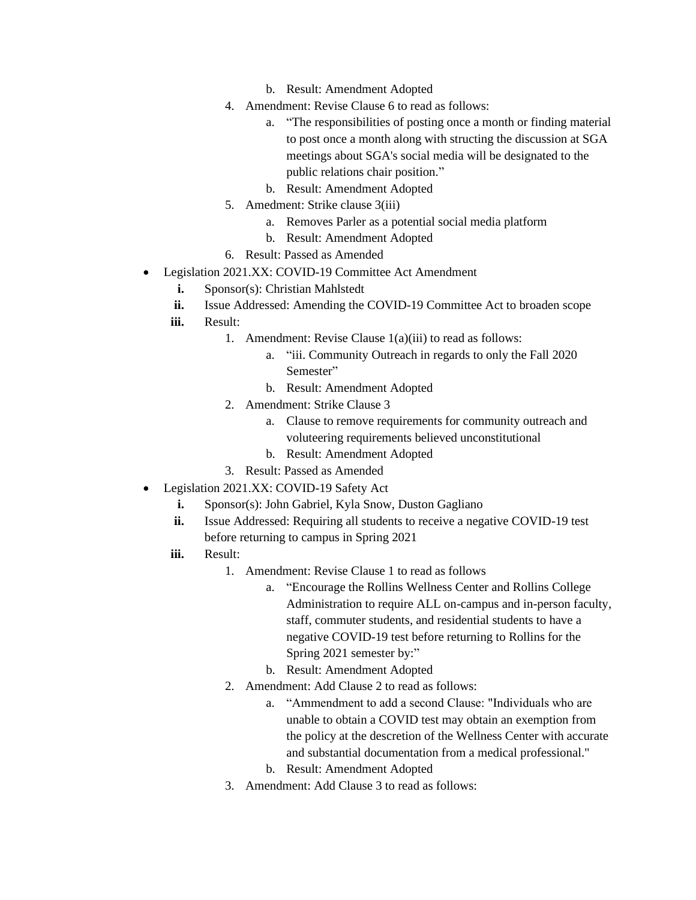b. Result: Amendment Adopted
    4. Amendment: Revise Clause 6 to read as follows:
        a. "The responsibilities of posting once a month or finding material to post once a month along with structing the discussion at SGA meetings about SGA's social media will be designated to the public relations chair position."
        b. Result: Amendment Adopted
    5. Amedment: Strike clause 3(iii)
        a. Removes Parler as a potential social media platform
        b. Result: Amendment Adopted
    6. Result: Passed as Amended

- Legislation 2021.XX: COVID-19 Committee Act Amendment
    - **i.** Sponsor(s): Christian Mahlstedt
    - **ii.** Issue Addressed: Amending the COVID-19 Committee Act to broaden scope
    - **iii.** Result:
        1. Amendment: Revise Clause 1(a)(iii) to read as follows:
            a. "iii. Community Outreach in regards to only the Fall 2020 Semester"
            b. Result: Amendment Adopted
        2. Amendment: Strike Clause 3
            a. Clause to remove requirements for community outreach and voluteering requirements believed unconstitutional
            b. Result: Amendment Adopted
        3. Result: Passed as Amended
- Legislation 2021.XX: COVID-19 Safety Act
    - **i.** Sponsor(s): John Gabriel, Kyla Snow, Duston Gagliano
    - **ii.** Issue Addressed: Requiring all students to receive a negative COVID-19 test before returning to campus in Spring 2021
    - **iii.** Result:
        1. Amendment: Revise Clause 1 to read as follows
            a. "Encourage the Rollins Wellness Center and Rollins College Administration to require ALL on-campus and in-person faculty, staff, commuter students, and residential students to have a negative COVID-19 test before returning to Rollins for the Spring 2021 semester by:"
            b. Result: Amendment Adopted
        2. Amendment: Add Clause 2 to read as follows:
            a. "Ammendment to add a second Clause: "Individuals who are unable to obtain a COVID test may obtain an exemption from the policy at the descretion of the Wellness Center with accurate and substantial documentation from a medical professional."
            b. Result: Amendment Adopted
        3. Amendment: Add Clause 3 to read as follows: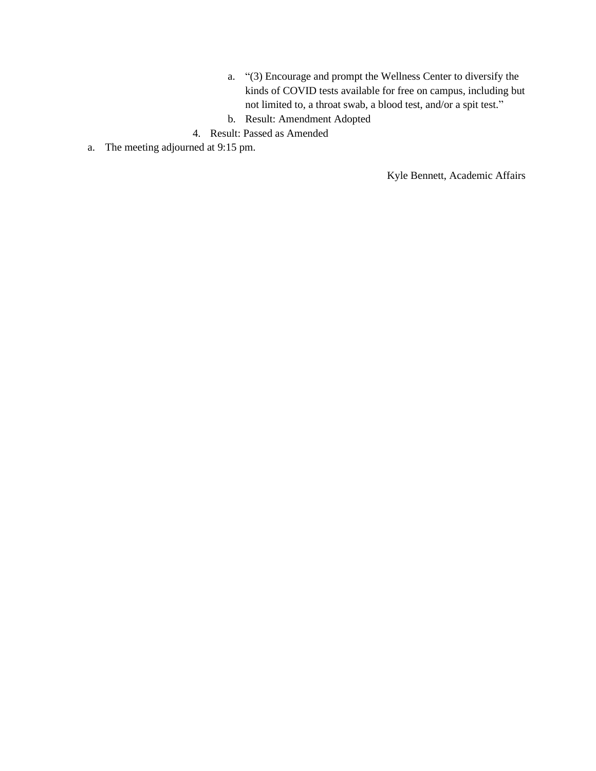a. "(3) Encourage and prompt the Wellness Center to diversify the kinds of COVID tests available for free on campus, including but not limited to, a throat swab, a blood test, and/or a spit test."
b. Result: Amendment Adopted

4. Result: Passed as Amended

a. The meeting adjourned at 9:15 pm.

Kyle Bennett, Academic Affairs